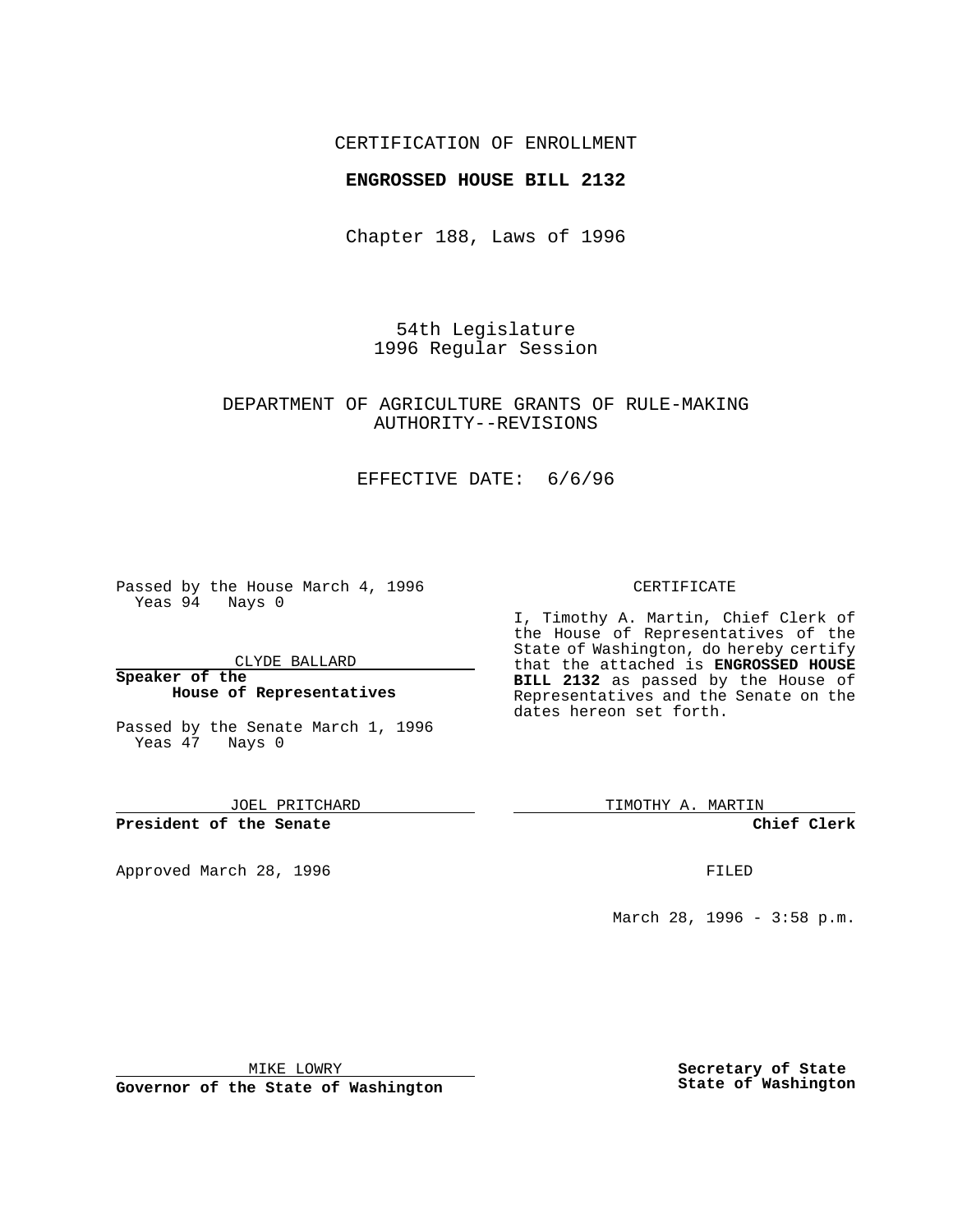CERTIFICATION OF ENROLLMENT

**ENGROSSED HOUSE BILL 2132**

Chapter 188, Laws of 1996

54th Legislature
1996 Regular Session

DEPARTMENT OF AGRICULTURE GRANTS OF RULE-MAKING AUTHORITY--REVISIONS

EFFECTIVE DATE: 6/6/96

Passed by the House March 4, 1996
Yeas 94 Nays 0

CLYDE BALLARD

**Speaker of the House of Representatives**

Passed by the Senate March 1, 1996
Yeas 47 Nays 0

JOEL PRITCHARD

**President of the Senate**

Approved March 28, 1996

MIKE LOWRY

**Governor of the State of Washington**

CERTIFICATE

I, Timothy A. Martin, Chief Clerk of the House of Representatives of the State of Washington, do hereby certify that the attached is **ENGROSSED HOUSE BILL 2132** as passed by the House of Representatives and the Senate on the dates hereon set forth.

TIMOTHY A. MARTIN

**Chief Clerk**

FILED

March 28, 1996 - 3:58 p.m.

**Secretary of State**
**State of Washington**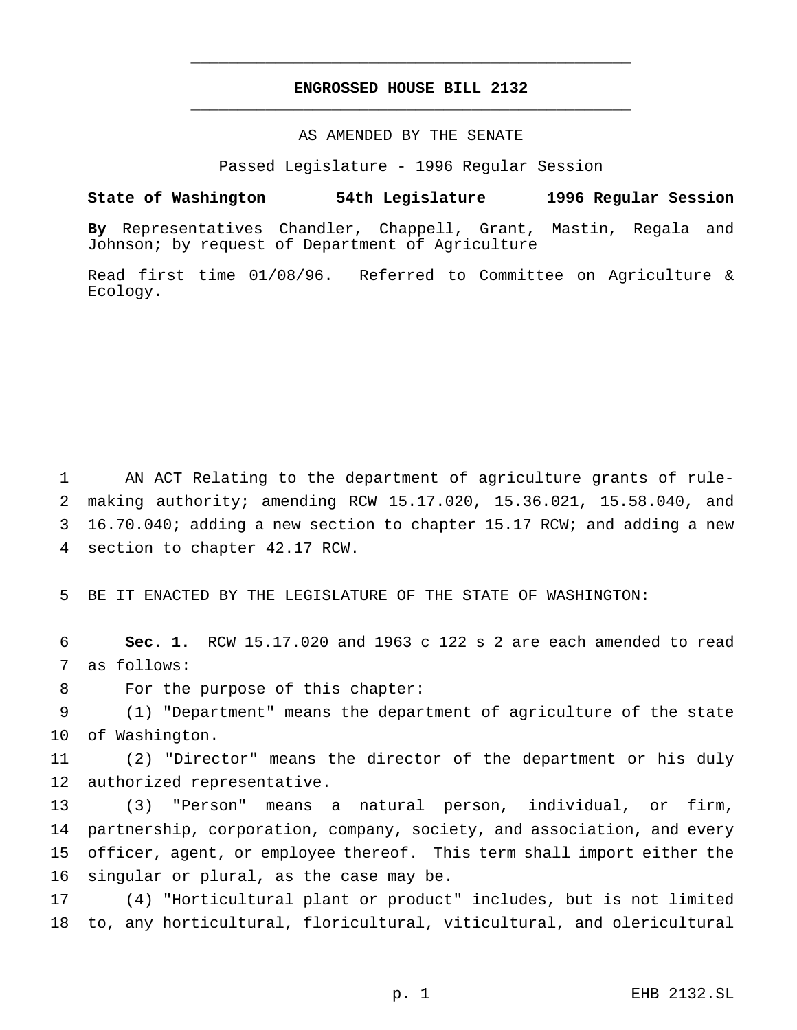# ENGROSSED HOUSE BILL 2132

AS AMENDED BY THE SENATE

Passed Legislature - 1996 Regular Session

**State of Washington 54th Legislature 1996 Regular Session**

**By** Representatives Chandler, Chappell, Grant, Mastin, Regala and Johnson; by request of Department of Agriculture

Read first time 01/08/96. Referred to Committee on Agriculture & Ecology.

AN ACT Relating to the department of agriculture grants of rule-making authority; amending RCW 15.17.020, 15.36.021, 15.58.040, and 16.70.040; adding a new section to chapter 15.17 RCW; and adding a new section to chapter 42.17 RCW.

BE IT ENACTED BY THE LEGISLATURE OF THE STATE OF WASHINGTON:

**Sec. 1.** RCW 15.17.020 and 1963 c 122 s 2 are each amended to read as follows:

For the purpose of this chapter:

(1) "Department" means the department of agriculture of the state of Washington.

(2) "Director" means the director of the department or his duly authorized representative.

(3) "Person" means a natural person, individual, or firm, partnership, corporation, company, society, and association, and every officer, agent, or employee thereof. This term shall import either the singular or plural, as the case may be.

(4) "Horticultural plant or product" includes, but is not limited to, any horticultural, floricultural, viticultural, and olericultural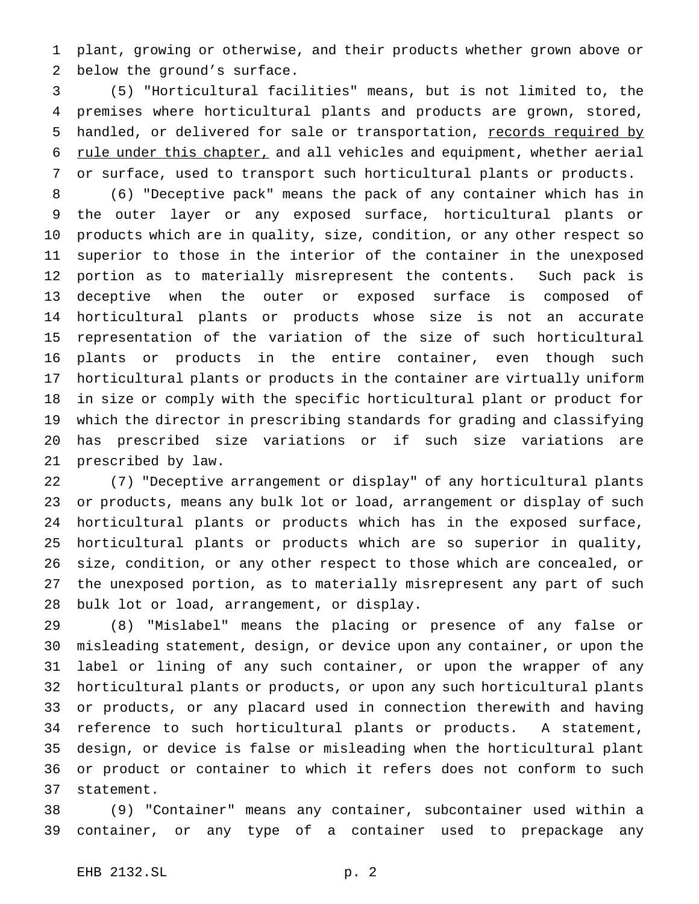plant, growing or otherwise, and their products whether grown above or below the ground's surface.

(5) "Horticultural facilities" means, but is not limited to, the premises where horticultural plants and products are grown, stored, handled, or delivered for sale or transportation, <u>records required by rule under this chapter,</u> and all vehicles and equipment, whether aerial or surface, used to transport such horticultural plants or products.

(6) "Deceptive pack" means the pack of any container which has in the outer layer or any exposed surface, horticultural plants or products which are in quality, size, condition, or any other respect so superior to those in the interior of the container in the unexposed portion as to materially misrepresent the contents. Such pack is deceptive when the outer or exposed surface is composed of horticultural plants or products whose size is not an accurate representation of the variation of the size of such horticultural plants or products in the entire container, even though such horticultural plants or products in the container are virtually uniform in size or comply with the specific horticultural plant or product for which the director in prescribing standards for grading and classifying has prescribed size variations or if such size variations are prescribed by law.

(7) "Deceptive arrangement or display" of any horticultural plants or products, means any bulk lot or load, arrangement or display of such horticultural plants or products which has in the exposed surface, horticultural plants or products which are so superior in quality, size, condition, or any other respect to those which are concealed, or the unexposed portion, as to materially misrepresent any part of such bulk lot or load, arrangement, or display.

(8) "Mislabel" means the placing or presence of any false or misleading statement, design, or device upon any container, or upon the label or lining of any such container, or upon the wrapper of any horticultural plants or products, or upon any such horticultural plants or products, or any placard used in connection therewith and having reference to such horticultural plants or products. A statement, design, or device is false or misleading when the horticultural plant or product or container to which it refers does not conform to such statement.

(9) "Container" means any container, subcontainer used within a container, or any type of a container used to prepackage any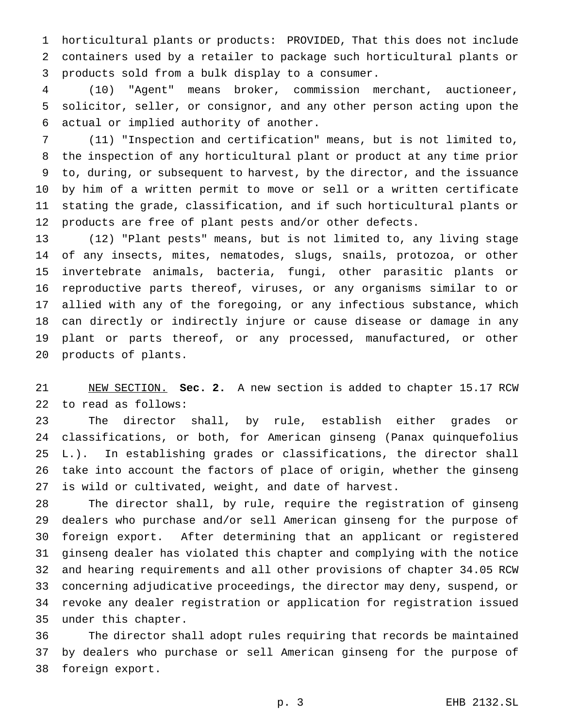horticultural plants or products: PROVIDED, That this does not include containers used by a retailer to package such horticultural plants or products sold from a bulk display to a consumer.

(10) "Agent" means broker, commission merchant, auctioneer, solicitor, seller, or consignor, and any other person acting upon the actual or implied authority of another.

(11) "Inspection and certification" means, but is not limited to, the inspection of any horticultural plant or product at any time prior to, during, or subsequent to harvest, by the director, and the issuance by him of a written permit to move or sell or a written certificate stating the grade, classification, and if such horticultural plants or products are free of plant pests and/or other defects.

(12) "Plant pests" means, but is not limited to, any living stage of any insects, mites, nematodes, slugs, snails, protozoa, or other invertebrate animals, bacteria, fungi, other parasitic plants or reproductive parts thereof, viruses, or any organisms similar to or allied with any of the foregoing, or any infectious substance, which can directly or indirectly injure or cause disease or damage in any plant or parts thereof, or any processed, manufactured, or other products of plants.

NEW SECTION. **Sec. 2.** A new section is added to chapter 15.17 RCW to read as follows:

The director shall, by rule, establish either grades or classifications, or both, for American ginseng (Panax quinquefolius L.). In establishing grades or classifications, the director shall take into account the factors of place of origin, whether the ginseng is wild or cultivated, weight, and date of harvest.

The director shall, by rule, require the registration of ginseng dealers who purchase and/or sell American ginseng for the purpose of foreign export. After determining that an applicant or registered ginseng dealer has violated this chapter and complying with the notice and hearing requirements and all other provisions of chapter 34.05 RCW concerning adjudicative proceedings, the director may deny, suspend, or revoke any dealer registration or application for registration issued under this chapter.

The director shall adopt rules requiring that records be maintained by dealers who purchase or sell American ginseng for the purpose of foreign export.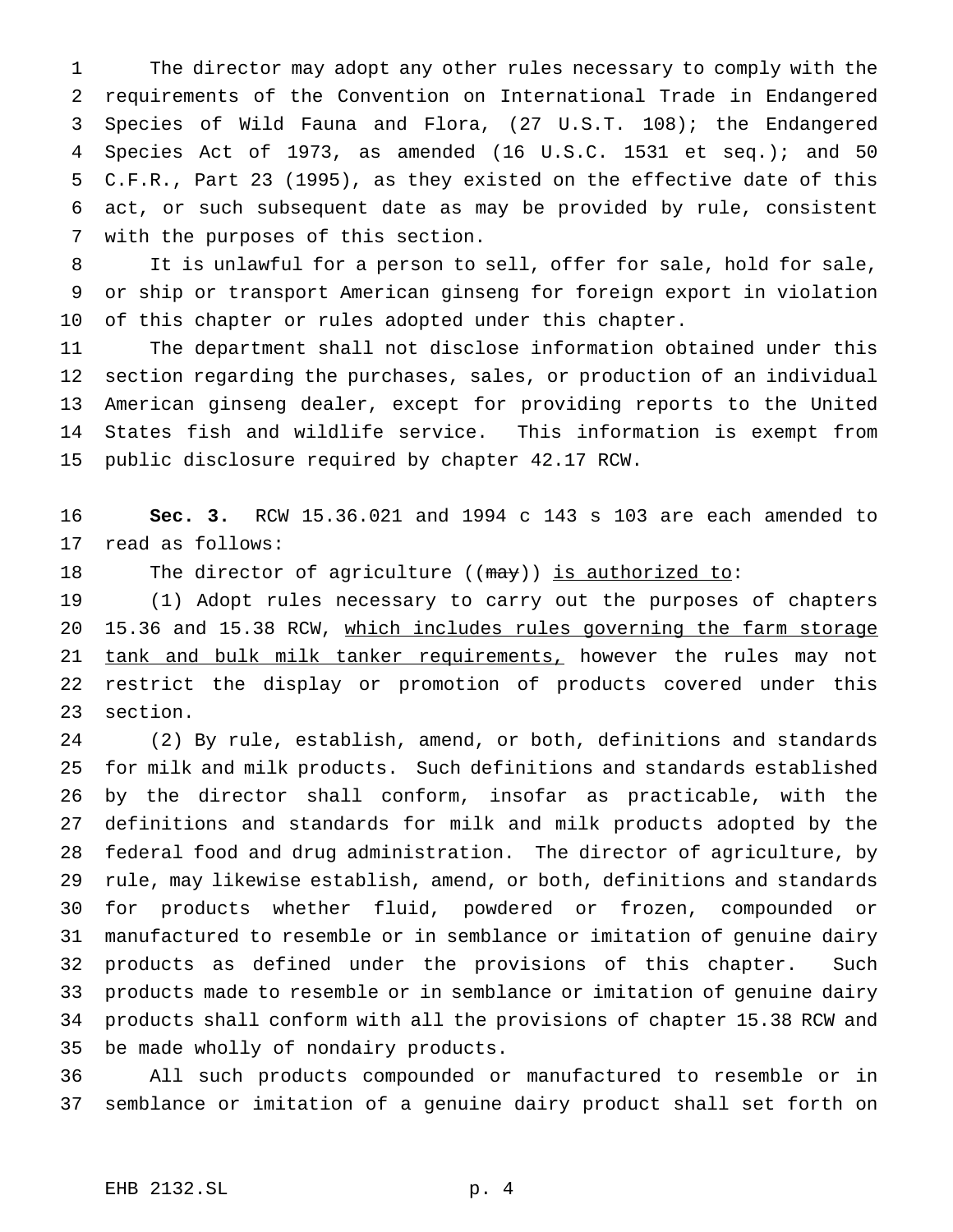The director may adopt any other rules necessary to comply with the requirements of the Convention on International Trade in Endangered Species of Wild Fauna and Flora, (27 U.S.T. 108); the Endangered Species Act of 1973, as amended (16 U.S.C. 1531 et seq.); and 50 C.F.R., Part 23 (1995), as they existed on the effective date of this act, or such subsequent date as may be provided by rule, consistent with the purposes of this section.

It is unlawful for a person to sell, offer for sale, hold for sale, or ship or transport American ginseng for foreign export in violation of this chapter or rules adopted under this chapter.

The department shall not disclose information obtained under this section regarding the purchases, sales, or production of an individual American ginseng dealer, except for providing reports to the United States fish and wildlife service. This information is exempt from public disclosure required by chapter 42.17 RCW.

**Sec. 3.** RCW 15.36.021 and 1994 c 143 s 103 are each amended to read as follows:

The director of agriculture ((~~may~~)) <u>is authorized to</u>:

(1) Adopt rules necessary to carry out the purposes of chapters 15.36 and 15.38 RCW, <u>which includes rules governing the farm storage tank and bulk milk tanker requirements,</u> however the rules may not restrict the display or promotion of products covered under this section.

(2) By rule, establish, amend, or both, definitions and standards for milk and milk products. Such definitions and standards established by the director shall conform, insofar as practicable, with the definitions and standards for milk and milk products adopted by the federal food and drug administration. The director of agriculture, by rule, may likewise establish, amend, or both, definitions and standards for products whether fluid, powdered or frozen, compounded or manufactured to resemble or in semblance or imitation of genuine dairy products as defined under the provisions of this chapter. Such products made to resemble or in semblance or imitation of genuine dairy products shall conform with all the provisions of chapter 15.38 RCW and be made wholly of nondairy products.

All such products compounded or manufactured to resemble or in semblance or imitation of a genuine dairy product shall set forth on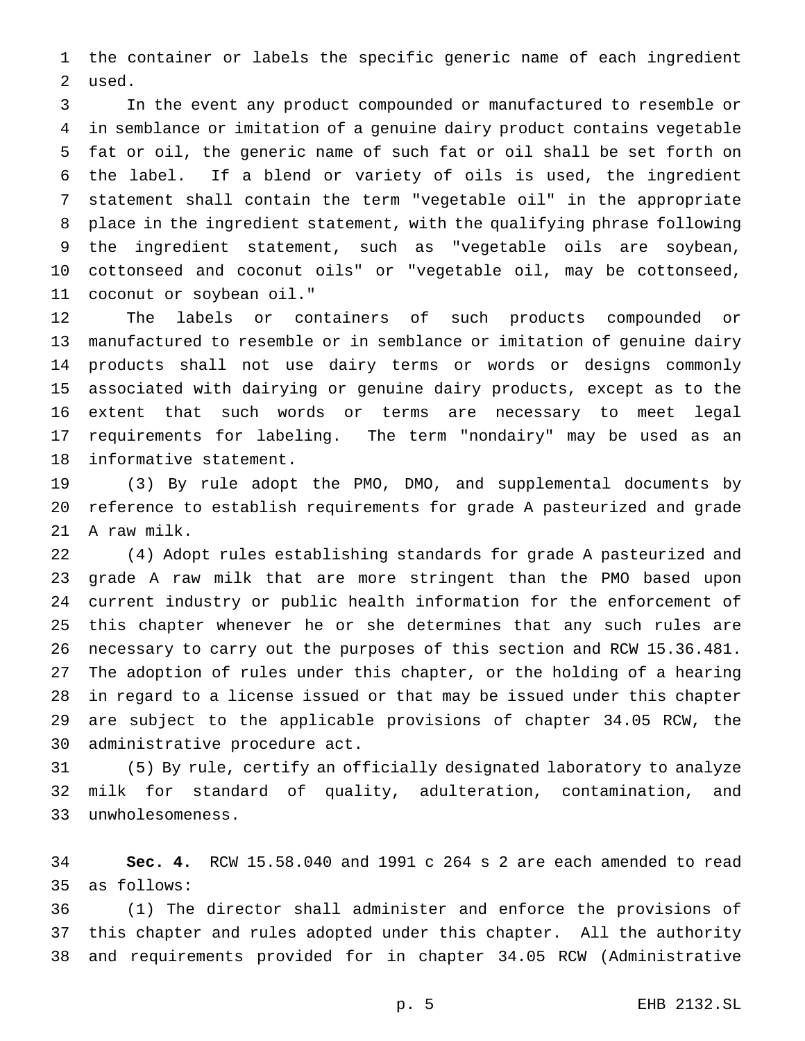the container or labels the specific generic name of each ingredient used.

In the event any product compounded or manufactured to resemble or in semblance or imitation of a genuine dairy product contains vegetable fat or oil, the generic name of such fat or oil shall be set forth on the label. If a blend or variety of oils is used, the ingredient statement shall contain the term "vegetable oil" in the appropriate place in the ingredient statement, with the qualifying phrase following the ingredient statement, such as "vegetable oils are soybean, cottonseed and coconut oils" or "vegetable oil, may be cottonseed, coconut or soybean oil."

The labels or containers of such products compounded or manufactured to resemble or in semblance or imitation of genuine dairy products shall not use dairy terms or words or designs commonly associated with dairying or genuine dairy products, except as to the extent that such words or terms are necessary to meet legal requirements for labeling. The term "nondairy" may be used as an informative statement.

(3) By rule adopt the PMO, DMO, and supplemental documents by reference to establish requirements for grade A pasteurized and grade A raw milk.

(4) Adopt rules establishing standards for grade A pasteurized and grade A raw milk that are more stringent than the PMO based upon current industry or public health information for the enforcement of this chapter whenever he or she determines that any such rules are necessary to carry out the purposes of this section and RCW 15.36.481. The adoption of rules under this chapter, or the holding of a hearing in regard to a license issued or that may be issued under this chapter are subject to the applicable provisions of chapter 34.05 RCW, the administrative procedure act.

(5) By rule, certify an officially designated laboratory to analyze milk for standard of quality, adulteration, contamination, and unwholesomeness.

**Sec. 4.** RCW 15.58.040 and 1991 c 264 s 2 are each amended to read as follows:

(1) The director shall administer and enforce the provisions of this chapter and rules adopted under this chapter. All the authority and requirements provided for in chapter 34.05 RCW (Administrative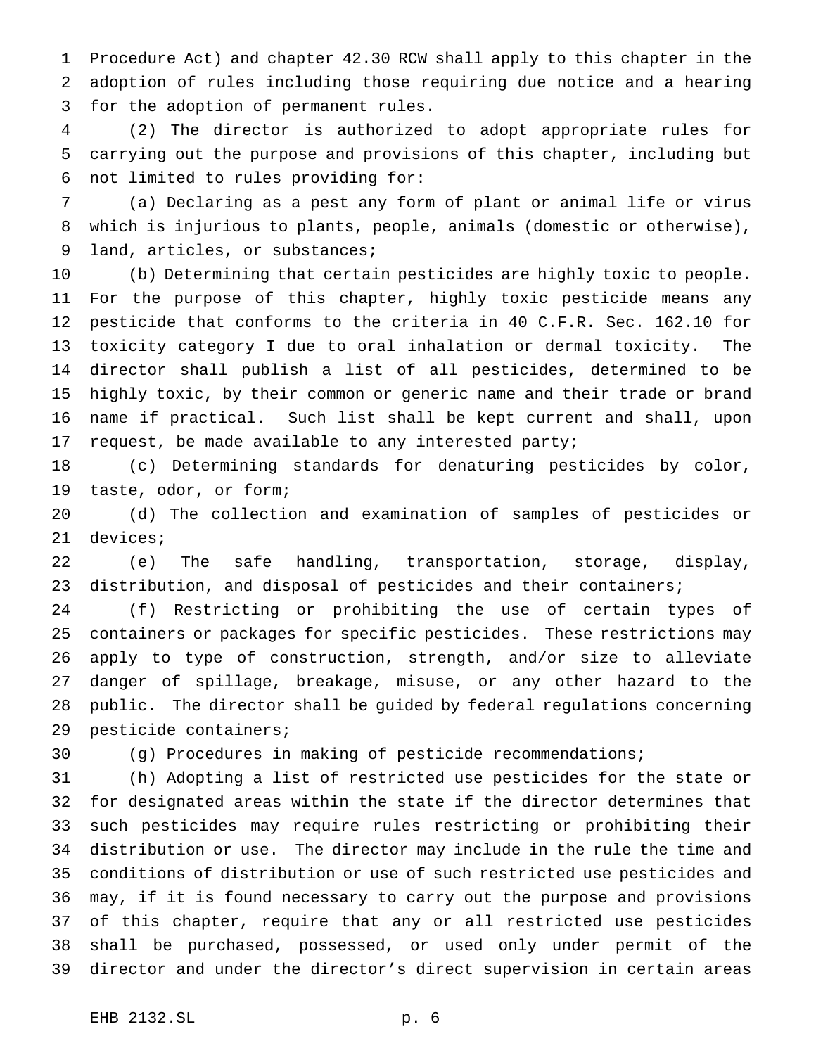Procedure Act) and chapter 42.30 RCW shall apply to this chapter in the adoption of rules including those requiring due notice and a hearing for the adoption of permanent rules.

(2) The director is authorized to adopt appropriate rules for carrying out the purpose and provisions of this chapter, including but not limited to rules providing for:

(a) Declaring as a pest any form of plant or animal life or virus which is injurious to plants, people, animals (domestic or otherwise), land, articles, or substances;

(b) Determining that certain pesticides are highly toxic to people. For the purpose of this chapter, highly toxic pesticide means any pesticide that conforms to the criteria in 40 C.F.R. Sec. 162.10 for toxicity category I due to oral inhalation or dermal toxicity. The director shall publish a list of all pesticides, determined to be highly toxic, by their common or generic name and their trade or brand name if practical. Such list shall be kept current and shall, upon request, be made available to any interested party;

(c) Determining standards for denaturing pesticides by color, taste, odor, or form;

(d) The collection and examination of samples of pesticides or devices;

(e) The safe handling, transportation, storage, display, distribution, and disposal of pesticides and their containers;

(f) Restricting or prohibiting the use of certain types of containers or packages for specific pesticides. These restrictions may apply to type of construction, strength, and/or size to alleviate danger of spillage, breakage, misuse, or any other hazard to the public. The director shall be guided by federal regulations concerning pesticide containers;

(g) Procedures in making of pesticide recommendations;

(h) Adopting a list of restricted use pesticides for the state or for designated areas within the state if the director determines that such pesticides may require rules restricting or prohibiting their distribution or use. The director may include in the rule the time and conditions of distribution or use of such restricted use pesticides and may, if it is found necessary to carry out the purpose and provisions of this chapter, require that any or all restricted use pesticides shall be purchased, possessed, or used only under permit of the director and under the director's direct supervision in certain areas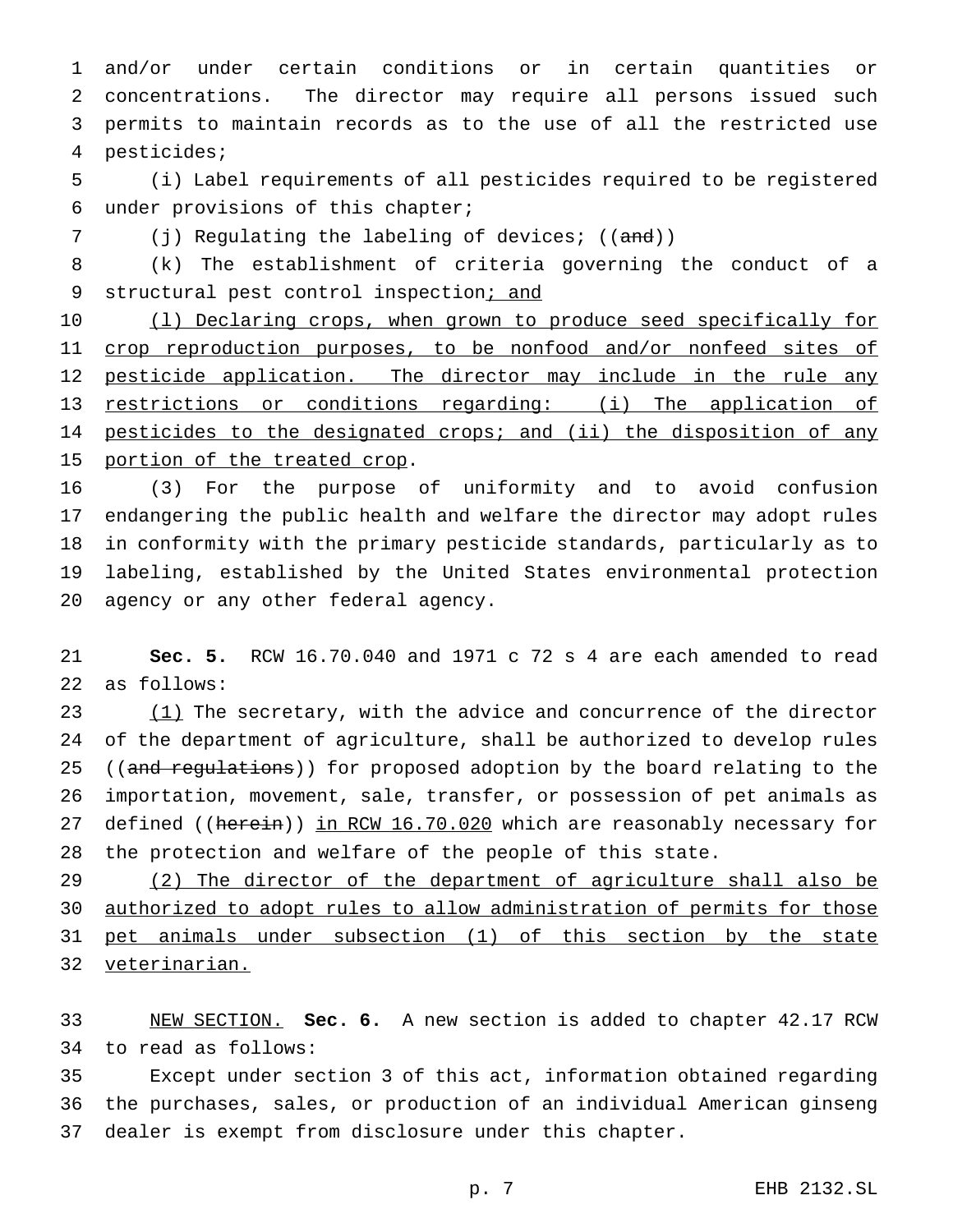and/or under certain conditions or in certain quantities or concentrations. The director may require all persons issued such permits to maintain records as to the use of all the restricted use pesticides;

(i) Label requirements of all pesticides required to be registered under provisions of this chapter;

(j) Regulating the labeling of devices; ((~~and~~))

(k) The establishment of criteria governing the conduct of a structural pest control inspection<u>; and</u>

<u>(l) Declaring crops, when grown to produce seed specifically for crop reproduction purposes, to be nonfood and/or nonfeed sites of pesticide application. The director may include in the rule any restrictions or conditions regarding: (i) The application of pesticides to the designated crops; and (ii) the disposition of any portion of the treated crop</u>.

(3) For the purpose of uniformity and to avoid confusion endangering the public health and welfare the director may adopt rules in conformity with the primary pesticide standards, particularly as to labeling, established by the United States environmental protection agency or any other federal agency.

**Sec. 5.** RCW 16.70.040 and 1971 c 72 s 4 are each amended to read as follows:

<u>(1)</u> The secretary, with the advice and concurrence of the director of the department of agriculture, shall be authorized to develop rules ((~~and regulations~~)) for proposed adoption by the board relating to the importation, movement, sale, transfer, or possession of pet animals as defined ((~~herein~~)) <u>in RCW 16.70.020</u> which are reasonably necessary for the protection and welfare of the people of this state.

<u>(2) The director of the department of agriculture shall also be authorized to adopt rules to allow administration of permits for those pet animals under subsection (1) of this section by the state veterinarian.</u>

<u>NEW SECTION.</u> **Sec. 6.** A new section is added to chapter 42.17 RCW to read as follows:

Except under section 3 of this act, information obtained regarding the purchases, sales, or production of an individual American ginseng dealer is exempt from disclosure under this chapter.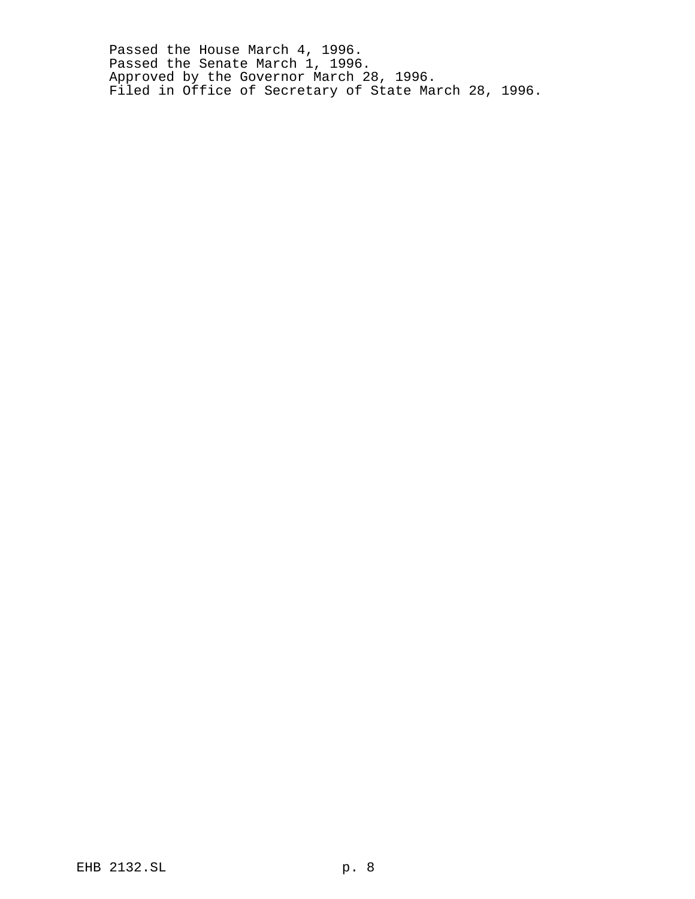Passed the House March 4, 1996.
Passed the Senate March 1, 1996.
Approved by the Governor March 28, 1996.
Filed in Office of Secretary of State March 28, 1996.